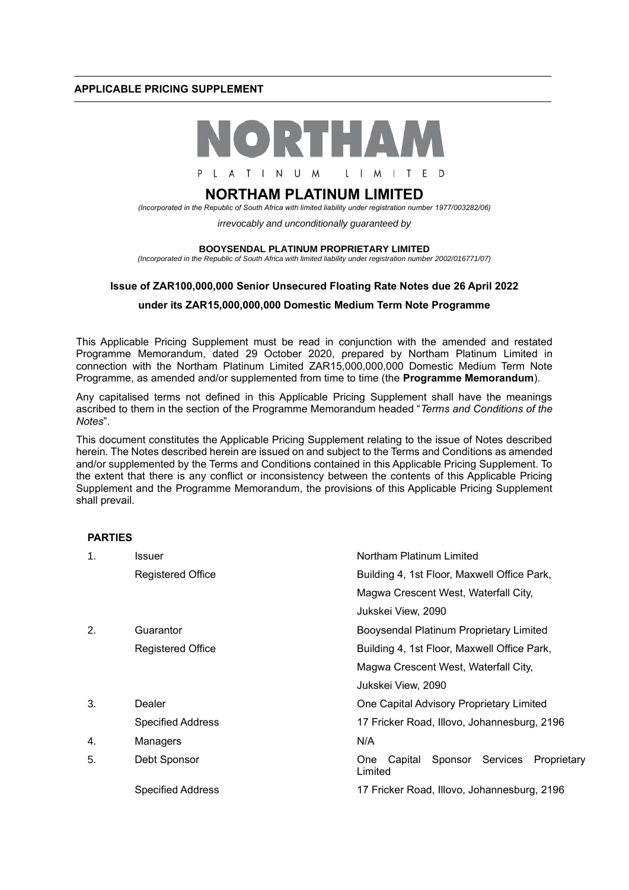**APPLICABLE PRICING SUPPLEMENT**

NORTHAM

PLATINUM LIMITED

# NORTHAM PLATINUM LIMITED

*(Incorporated in the Republic of South Africa with limited liability under registration number 1977/003282/06)*

*irrevocably and unconditionally guaranteed by*

**BOOYSENDAL PLATINUM PROPRIETARY LIMITED**

*(Incorporated in the Republic of South Africa with limited liability under registration number 2002/016771/07)*

**Issue of ZAR100,000,000 Senior Unsecured Floating Rate Notes due 26 April 2022**

**under its ZAR15,000,000,000 Domestic Medium Term Note Programme**

This Applicable Pricing Supplement must be read in conjunction with the amended and restated Programme Memorandum, dated 29 October 2020, prepared by Northam Platinum Limited in connection with the Northam Platinum Limited ZAR15,000,000,000 Domestic Medium Term Note Programme, as amended and/or supplemented from time to time (the **Programme Memorandum**).

Any capitalised terms not defined in this Applicable Pricing Supplement shall have the meanings ascribed to them in the section of the Programme Memorandum headed "*Terms and Conditions of the Notes*".

This document constitutes the Applicable Pricing Supplement relating to the issue of Notes described herein. The Notes described herein are issued on and subject to the Terms and Conditions as amended and/or supplemented by the Terms and Conditions contained in this Applicable Pricing Supplement. To the extent that there is any conflict or inconsistency between the contents of this Applicable Pricing Supplement and the Programme Memorandum, the provisions of this Applicable Pricing Supplement shall prevail.

**PARTIES**

| | | |
|---|---|---|
| 1. | Issuer | Northam Platinum Limited |
| | Registered Office | Building 4, 1st Floor, Maxwell Office Park, Magwa Crescent West, Waterfall City, Jukskei View, 2090 |
| 2. | Guarantor | Booysendal Platinum Proprietary Limited |
| | Registered Office | Building 4, 1st Floor, Maxwell Office Park, Magwa Crescent West, Waterfall City, Jukskei View, 2090 |
| 3. | Dealer | One Capital Advisory Proprietary Limited |
| | Specified Address | 17 Fricker Road, Illovo, Johannesburg, 2196 |
| 4. | Managers | N/A |
| 5. | Debt Sponsor | One Capital Sponsor Services Proprietary Limited |
| | Specified Address | 17 Fricker Road, Illovo, Johannesburg, 2196 |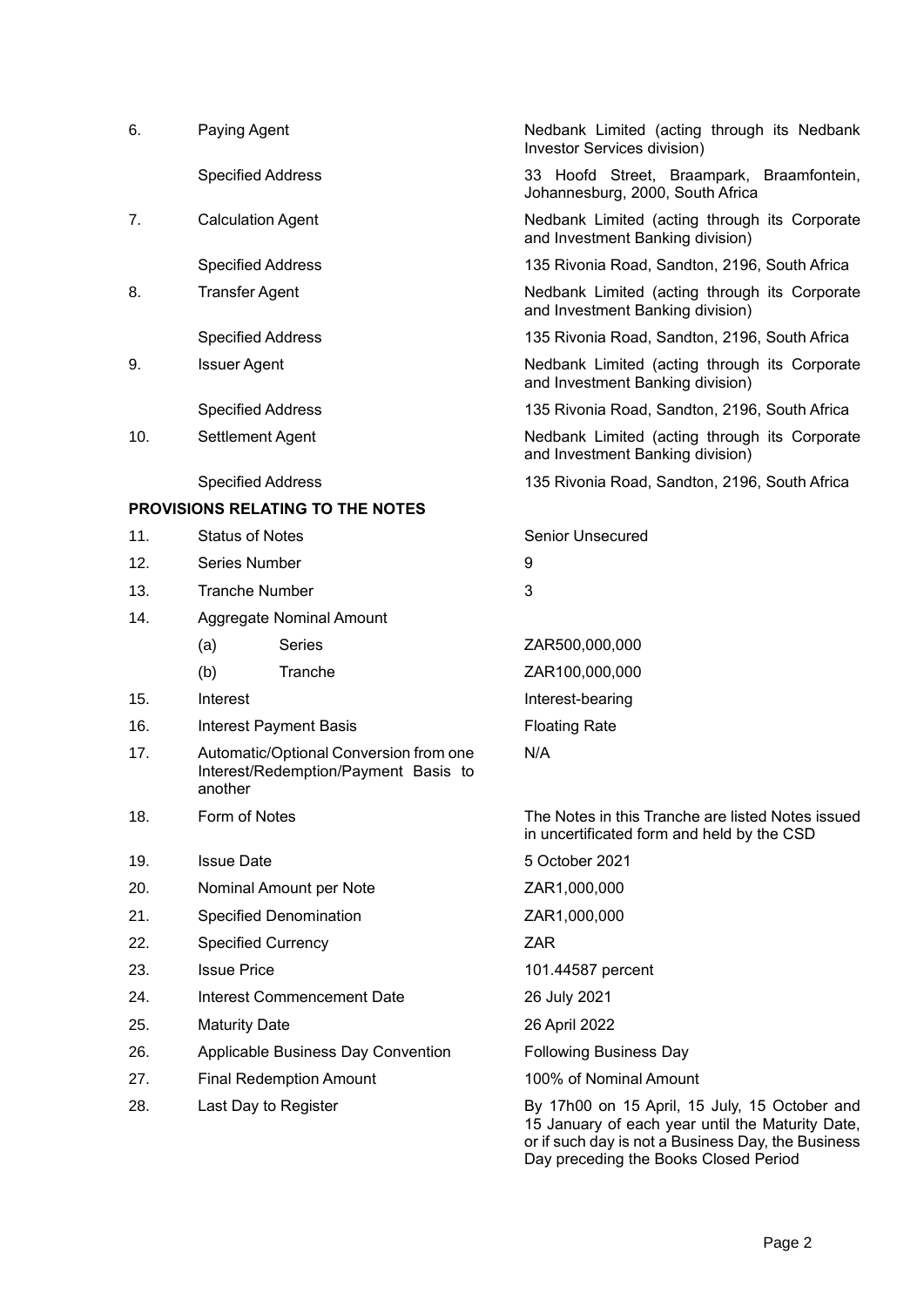| | | |
|---|---|---|
| 6. | Paying Agent | Nedbank Limited (acting through its Nedbank Investor Services division) |
| | Specified Address | 33 Hoofd Street, Braampark, Braamfontein, Johannesburg, 2000, South Africa |
| 7. | Calculation Agent | Nedbank Limited (acting through its Corporate and Investment Banking division) |
| | Specified Address | 135 Rivonia Road, Sandton, 2196, South Africa |
| 8. | Transfer Agent | Nedbank Limited (acting through its Corporate and Investment Banking division) |
| | Specified Address | 135 Rivonia Road, Sandton, 2196, South Africa |
| 9. | Issuer Agent | Nedbank Limited (acting through its Corporate and Investment Banking division) |
| | Specified Address | 135 Rivonia Road, Sandton, 2196, South Africa |
| 10. | Settlement Agent | Nedbank Limited (acting through its Corporate and Investment Banking division) |
| | Specified Address | 135 Rivonia Road, Sandton, 2196, South Africa |

**PROVISIONS RELATING TO THE NOTES**

| | | |
|---|---|---|
| 11. | Status of Notes | Senior Unsecured |
| 12. | Series Number | 9 |
| 13. | Tranche Number | 3 |
| 14. | Aggregate Nominal Amount | |
| | (a) Series | ZAR500,000,000 |
| | (b) Tranche | ZAR100,000,000 |
| 15. | Interest | Interest-bearing |
| 16. | Interest Payment Basis | Floating Rate |
| 17. | Automatic/Optional Conversion from one Interest/Redemption/Payment Basis to another | N/A |
| 18. | Form of Notes | The Notes in this Tranche are listed Notes issued in uncertificated form and held by the CSD |
| 19. | Issue Date | 5 October 2021 |
| 20. | Nominal Amount per Note | ZAR1,000,000 |
| 21. | Specified Denomination | ZAR1,000,000 |
| 22. | Specified Currency | ZAR |
| 23. | Issue Price | 101.44587 percent |
| 24. | Interest Commencement Date | 26 July 2021 |
| 25. | Maturity Date | 26 April 2022 |
| 26. | Applicable Business Day Convention | Following Business Day |
| 27. | Final Redemption Amount | 100% of Nominal Amount |
| 28. | Last Day to Register | By 17h00 on 15 April, 15 July, 15 October and 15 January of each year until the Maturity Date, or if such day is not a Business Day, the Business Day preceding the Books Closed Period |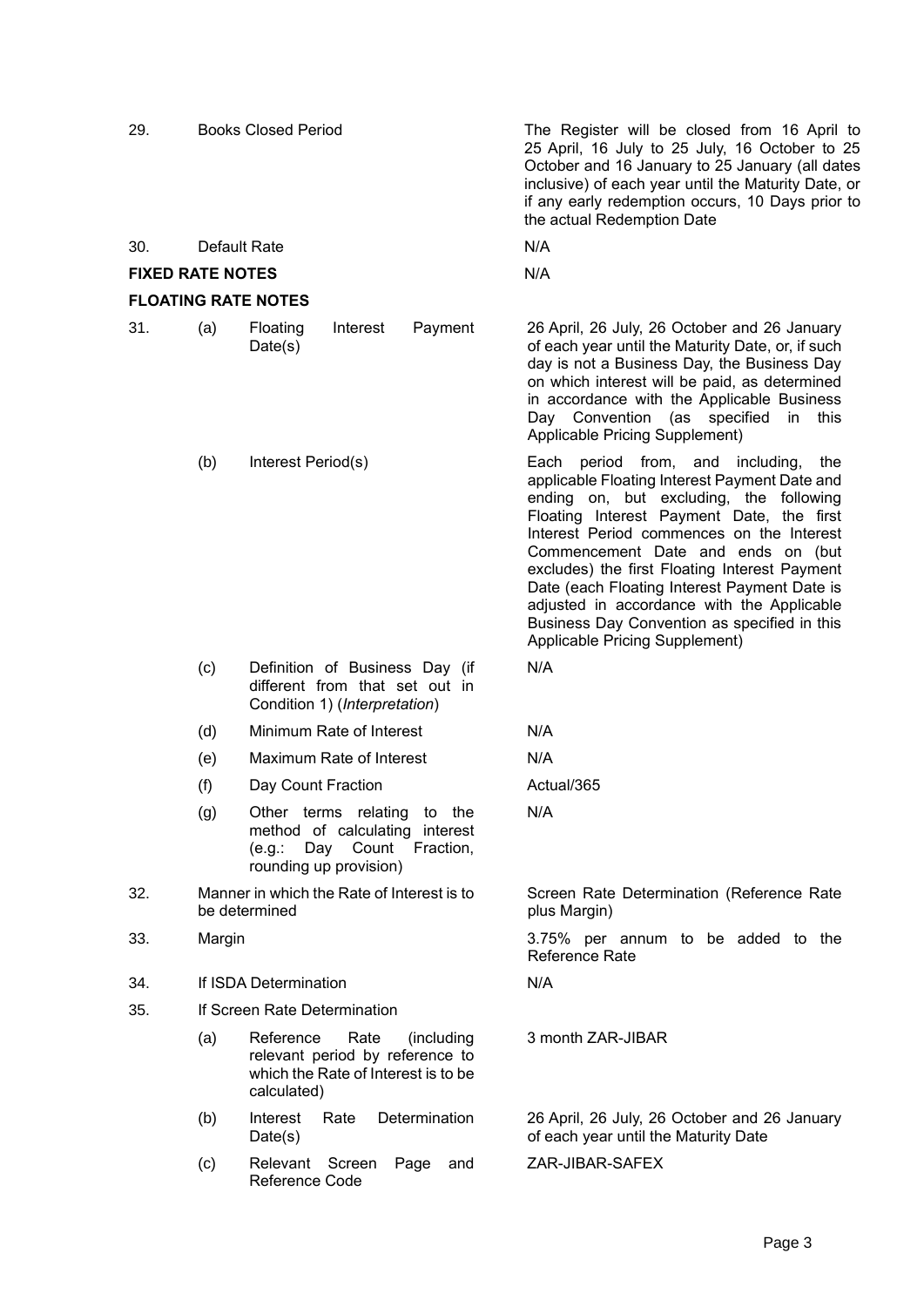| | | | |
|---|---|---|---|
| 29. | Books Closed Period | | The Register will be closed from 16 April to 25 April, 16 July to 25 July, 16 October to 25 October and 16 January to 25 January (all dates inclusive) of each year until the Maturity Date, or if any early redemption occurs, 10 Days prior to the actual Redemption Date |
| 30. | Default Rate | | N/A |

**FIXED RATE NOTES** N/A

**FLOATING RATE NOTES**

| | | | |
|---|---|---|---|
| 31. | (a) | Floating Interest Payment Date(s) | 26 April, 26 July, 26 October and 26 January of each year until the Maturity Date, or, if such day is not a Business Day, the Business Day on which interest will be paid, as determined in accordance with the Applicable Business Day Convention (as specified in this Applicable Pricing Supplement) |
| | (b) | Interest Period(s) | Each period from, and including, the applicable Floating Interest Payment Date and ending on, but excluding, the following Floating Interest Payment Date, the first Interest Period commences on the Interest Commencement Date and ends on (but excludes) the first Floating Interest Payment Date (each Floating Interest Payment Date is adjusted in accordance with the Applicable Business Day Convention as specified in this Applicable Pricing Supplement) |
| | (c) | Definition of Business Day (if different from that set out in Condition 1) (*Interpretation*) | N/A |
| | (d) | Minimum Rate of Interest | N/A |
| | (e) | Maximum Rate of Interest | N/A |
| | (f) | Day Count Fraction | Actual/365 |
| | (g) | Other terms relating to the method of calculating interest (e.g.: Day Count Fraction, rounding up provision) | N/A |
| 32. | | Manner in which the Rate of Interest is to be determined | Screen Rate Determination (Reference Rate plus Margin) |
| 33. | | Margin | 3.75% per annum to be added to the Reference Rate |
| 34. | | If ISDA Determination | N/A |
| 35. | | If Screen Rate Determination | |
| | (a) | Reference Rate (including relevant period by reference to which the Rate of Interest is to be calculated) | 3 month ZAR-JIBAR |
| | (b) | Interest Rate Determination Date(s) | 26 April, 26 July, 26 October and 26 January of each year until the Maturity Date |
| | (c) | Relevant Screen Page and Reference Code | ZAR-JIBAR-SAFEX |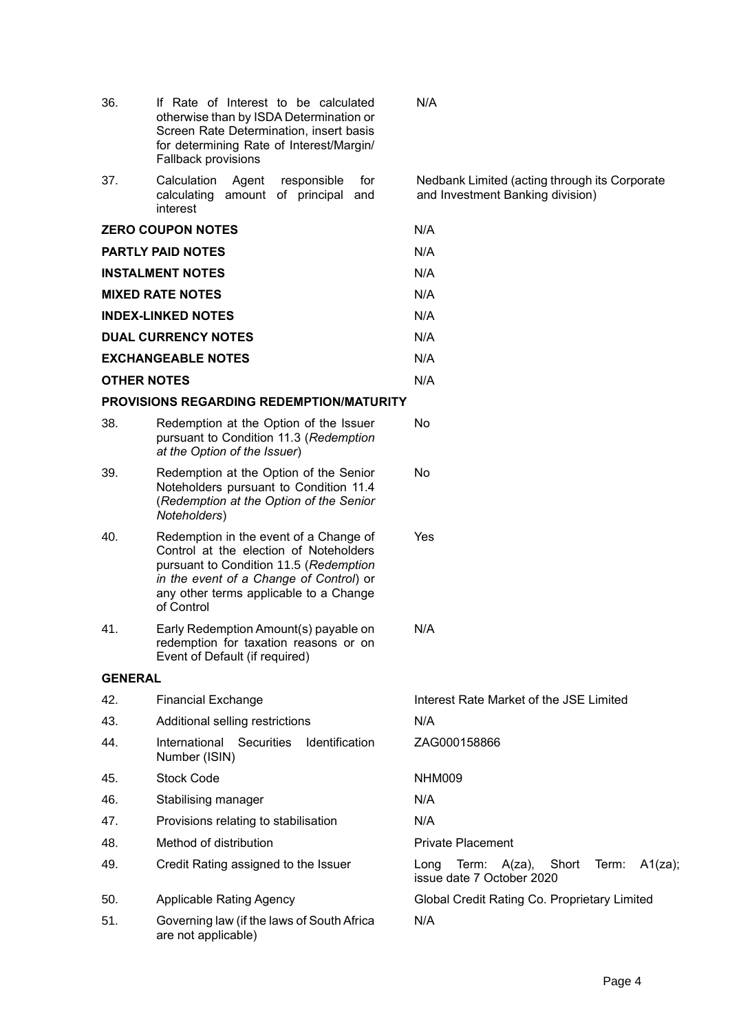| | | |
|---|---|---|
| 36. | If Rate of Interest to be calculated otherwise than by ISDA Determination or Screen Rate Determination, insert basis for determining Rate of Interest/Margin/ Fallback provisions | N/A |
| 37. | Calculation Agent responsible for calculating amount of principal and interest | Nedbank Limited (acting through its Corporate and Investment Banking division) |
| **ZERO COUPON NOTES** | | N/A |
| **PARTLY PAID NOTES** | | N/A |
| **INSTALMENT NOTES** | | N/A |
| **MIXED RATE NOTES** | | N/A |
| **INDEX-LINKED NOTES** | | N/A |
| **DUAL CURRENCY NOTES** | | N/A |
| **EXCHANGEABLE NOTES** | | N/A |
| **OTHER NOTES** | | N/A |
| **PROVISIONS REGARDING REDEMPTION/MATURITY** | | |
| 38. | Redemption at the Option of the Issuer pursuant to Condition 11.3 (*Redemption at the Option of the Issuer*) | No |
| 39. | Redemption at the Option of the Senior Noteholders pursuant to Condition 11.4 (*Redemption at the Option of the Senior Noteholders*) | No |
| 40. | Redemption in the event of a Change of Control at the election of Noteholders pursuant to Condition 11.5 (*Redemption in the event of a Change of Control*) or any other terms applicable to a Change of Control | Yes |
| 41. | Early Redemption Amount(s) payable on redemption for taxation reasons or on Event of Default (if required) | N/A |
| **GENERAL** | | |
| 42. | Financial Exchange | Interest Rate Market of the JSE Limited |
| 43. | Additional selling restrictions | N/A |
| 44. | International Securities Identification Number (ISIN) | ZAG000158866 |
| 45. | Stock Code | NHM009 |
| 46. | Stabilising manager | N/A |
| 47. | Provisions relating to stabilisation | N/A |
| 48. | Method of distribution | Private Placement |
| 49. | Credit Rating assigned to the Issuer | Long Term: A(za), Short Term: A1(za); issue date 7 October 2020 |
| 50. | Applicable Rating Agency | Global Credit Rating Co. Proprietary Limited |
| 51. | Governing law (if the laws of South Africa are not applicable) | N/A |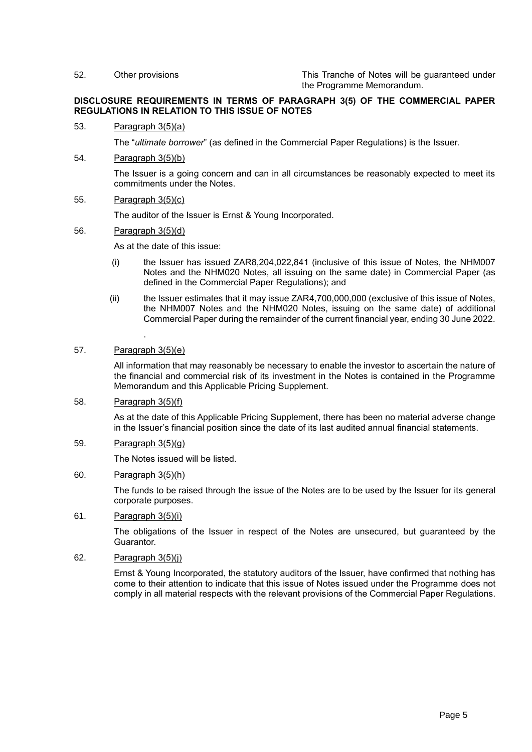52. Other provisions This Tranche of Notes will be guaranteed under the Programme Memorandum.

**DISCLOSURE REQUIREMENTS IN TERMS OF PARAGRAPH 3(5) OF THE COMMERCIAL PAPER REGULATIONS IN RELATION TO THIS ISSUE OF NOTES**

53. Paragraph 3(5)(a)

    The "*ultimate borrower*" (as defined in the Commercial Paper Regulations) is the Issuer.

54. Paragraph 3(5)(b)

    The Issuer is a going concern and can in all circumstances be reasonably expected to meet its commitments under the Notes.

55. Paragraph 3(5)(c)

    The auditor of the Issuer is Ernst & Young Incorporated.

56. Paragraph 3(5)(d)

    As at the date of this issue:

    (i) the Issuer has issued ZAR8,204,022,841 (inclusive of this issue of Notes, the NHM007 Notes and the NHM020 Notes, all issuing on the same date) in Commercial Paper (as defined in the Commercial Paper Regulations); and

    (ii) the Issuer estimates that it may issue ZAR4,700,000,000 (exclusive of this issue of Notes, the NHM007 Notes and the NHM020 Notes, issuing on the same date) of additional Commercial Paper during the remainder of the current financial year, ending 30 June 2022.

57. Paragraph 3(5)(e)

    All information that may reasonably be necessary to enable the investor to ascertain the nature of the financial and commercial risk of its investment in the Notes is contained in the Programme Memorandum and this Applicable Pricing Supplement.

58. Paragraph 3(5)(f)

    As at the date of this Applicable Pricing Supplement, there has been no material adverse change in the Issuer's financial position since the date of its last audited annual financial statements.

59. Paragraph 3(5)(g)

    The Notes issued will be listed.

60. Paragraph 3(5)(h)

    The funds to be raised through the issue of the Notes are to be used by the Issuer for its general corporate purposes.

61. Paragraph 3(5)(i)

    The obligations of the Issuer in respect of the Notes are unsecured, but guaranteed by the Guarantor.

62. Paragraph 3(5)(j)

    Ernst & Young Incorporated, the statutory auditors of the Issuer, have confirmed that nothing has come to their attention to indicate that this issue of Notes issued under the Programme does not comply in all material respects with the relevant provisions of the Commercial Paper Regulations.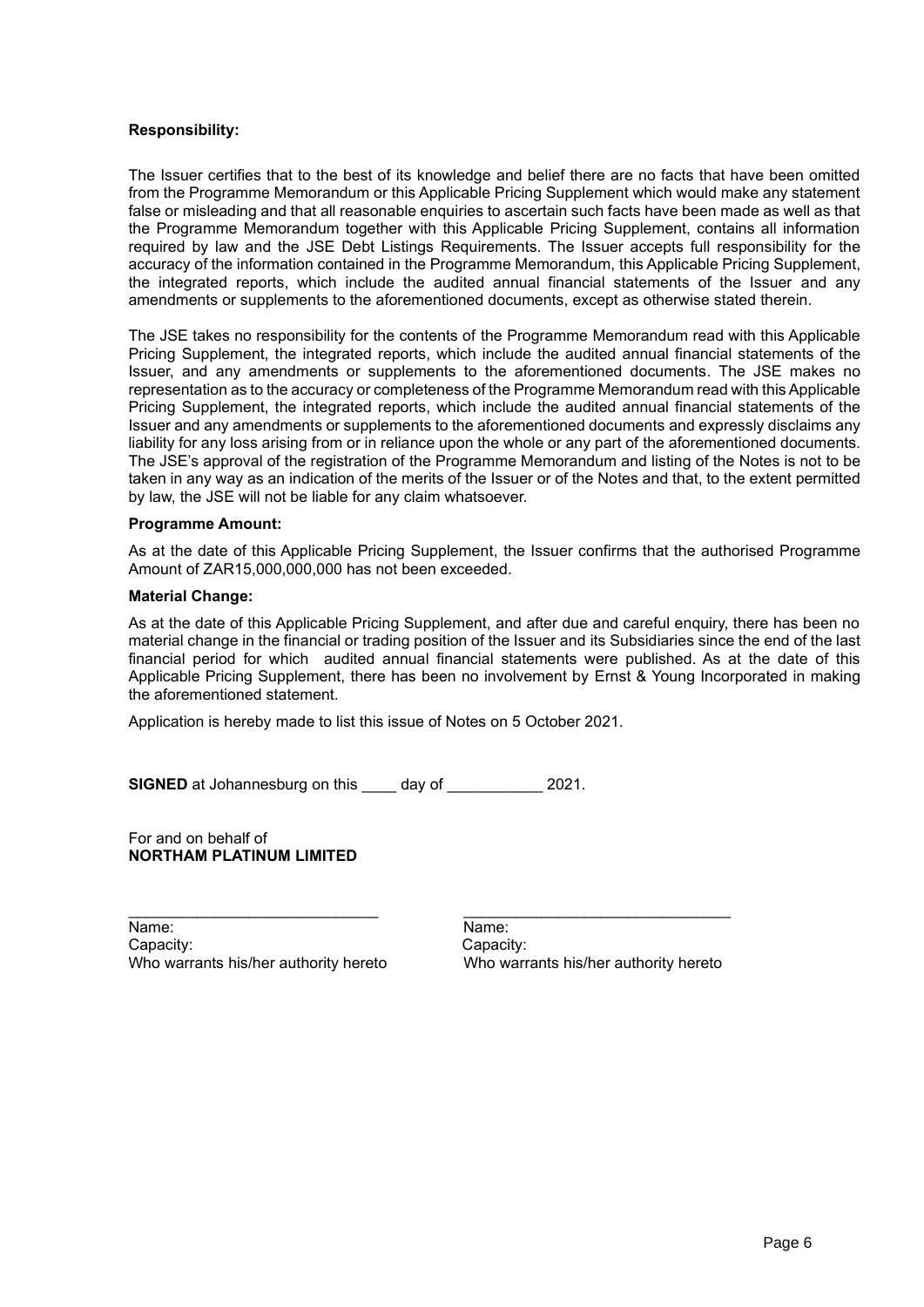**Responsibility:**

The Issuer certifies that to the best of its knowledge and belief there are no facts that have been omitted from the Programme Memorandum or this Applicable Pricing Supplement which would make any statement false or misleading and that all reasonable enquiries to ascertain such facts have been made as well as that the Programme Memorandum together with this Applicable Pricing Supplement, contains all information required by law and the JSE Debt Listings Requirements. The Issuer accepts full responsibility for the accuracy of the information contained in the Programme Memorandum, this Applicable Pricing Supplement, the integrated reports, which include the audited annual financial statements of the Issuer and any amendments or supplements to the aforementioned documents, except as otherwise stated therein.

The JSE takes no responsibility for the contents of the Programme Memorandum read with this Applicable Pricing Supplement, the integrated reports, which include the audited annual financial statements of the Issuer, and any amendments or supplements to the aforementioned documents. The JSE makes no representation as to the accuracy or completeness of the Programme Memorandum read with this Applicable Pricing Supplement, the integrated reports, which include the audited annual financial statements of the Issuer and any amendments or supplements to the aforementioned documents and expressly disclaims any liability for any loss arising from or in reliance upon the whole or any part of the aforementioned documents. The JSE's approval of the registration of the Programme Memorandum and listing of the Notes is not to be taken in any way as an indication of the merits of the Issuer or of the Notes and that, to the extent permitted by law, the JSE will not be liable for any claim whatsoever.

**Programme Amount:**

As at the date of this Applicable Pricing Supplement, the Issuer confirms that the authorised Programme Amount of ZAR15,000,000,000 has not been exceeded.

**Material Change:**

As at the date of this Applicable Pricing Supplement, and after due and careful enquiry, there has been no material change in the financial or trading position of the Issuer and its Subsidiaries since the end of the last financial period for which audited annual financial statements were published. As at the date of this Applicable Pricing Supplement, there has been no involvement by Ernst & Young Incorporated in making the aforementioned statement.

Application is hereby made to list this issue of Notes on 5 October 2021.

**SIGNED** at Johannesburg on this ____ day of ___________ 2021.

For and on behalf of
**NORTHAM PLATINUM LIMITED**

| | |
|---|---|
| _____________________________ | _______________________________ |
| Name: | Name: |
| Capacity: | Capacity: |
| Who warrants his/her authority hereto | Who warrants his/her authority hereto |